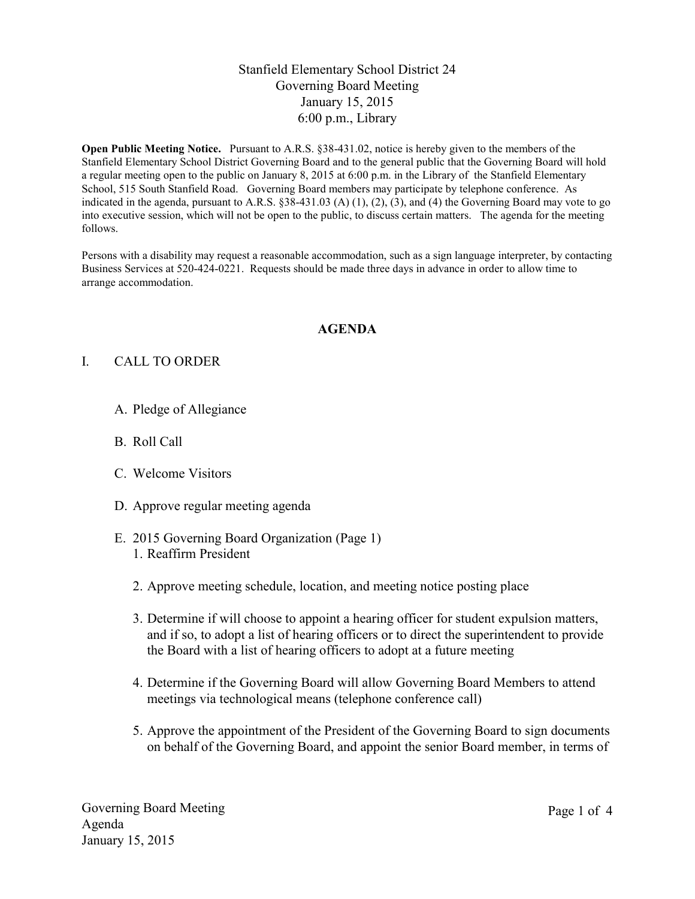Stanfield Elementary School District 24
Governing Board Meeting
January 15, 2015
6:00 p.m., Library

**Open Public Meeting Notice.** Pursuant to A.R.S. §38-431.02, notice is hereby given to the members of the Stanfield Elementary School District Governing Board and to the general public that the Governing Board will hold a regular meeting open to the public on January 8, 2015 at 6:00 p.m. in the Library of the Stanfield Elementary School, 515 South Stanfield Road. Governing Board members may participate by telephone conference. As indicated in the agenda, pursuant to A.R.S. §38-431.03 (A) (1), (2), (3), and (4) the Governing Board may vote to go into executive session, which will not be open to the public, to discuss certain matters. The agenda for the meeting follows.

Persons with a disability may request a reasonable accommodation, such as a sign language interpreter, by contacting Business Services at 520-424-0221. Requests should be made three days in advance in order to allow time to arrange accommodation.

## AGENDA

I. CALL TO ORDER

A. Pledge of Allegiance

B. Roll Call

C. Welcome Visitors

D. Approve regular meeting agenda

E. 2015 Governing Board Organization (Page 1)

1. Reaffirm President
2. Approve meeting schedule, location, and meeting notice posting place
3. Determine if will choose to appoint a hearing officer for student expulsion matters, and if so, to adopt a list of hearing officers or to direct the superintendent to provide the Board with a list of hearing officers to adopt at a future meeting
4. Determine if the Governing Board will allow Governing Board Members to attend meetings via technological means (telephone conference call)
5. Approve the appointment of the President of the Governing Board to sign documents on behalf of the Governing Board, and appoint the senior Board member, in terms of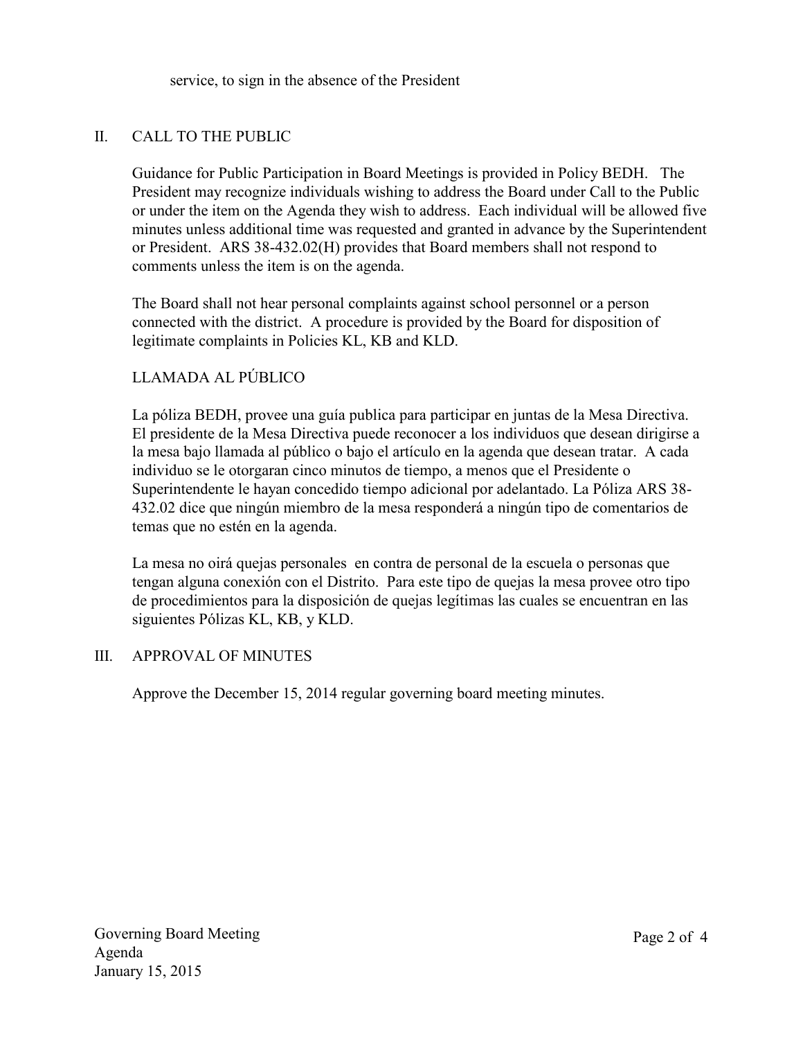service, to sign in the absence of the President

## II. CALL TO THE PUBLIC

Guidance for Public Participation in Board Meetings is provided in Policy BEDH. The President may recognize individuals wishing to address the Board under Call to the Public or under the item on the Agenda they wish to address. Each individual will be allowed five minutes unless additional time was requested and granted in advance by the Superintendent or President. ARS 38-432.02(H) provides that Board members shall not respond to comments unless the item is on the agenda.

The Board shall not hear personal complaints against school personnel or a person connected with the district. A procedure is provided by the Board for disposition of legitimate complaints in Policies KL, KB and KLD.

### LLAMADA AL PÚBLICO

La póliza BEDH, provee una guía publica para participar en juntas de la Mesa Directiva. El presidente de la Mesa Directiva puede reconocer a los individuos que desean dirigirse a la mesa bajo llamada al público o bajo el artículo en la agenda que desean tratar. A cada individuo se le otorgaran cinco minutos de tiempo, a menos que el Presidente o Superintendente le hayan concedido tiempo adicional por adelantado. La Póliza ARS 38-432.02 dice que ningún miembro de la mesa responderá a ningún tipo de comentarios de temas que no estén en la agenda.

La mesa no oirá quejas personales en contra de personal de la escuela o personas que tengan alguna conexión con el Distrito. Para este tipo de quejas la mesa provee otro tipo de procedimientos para la disposición de quejas legítimas las cuales se encuentran en las siguientes Pólizas KL, KB, y KLD.

## III. APPROVAL OF MINUTES

Approve the December 15, 2014 regular governing board meeting minutes.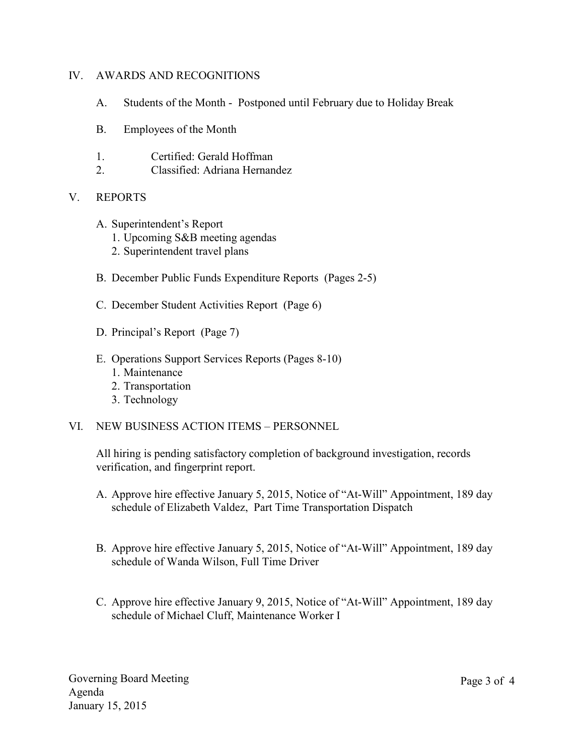## IV. AWARDS AND RECOGNITIONS

A. Students of the Month - Postponed until February due to Holiday Break

B. Employees of the Month

1. Certified: Gerald Hoffman
2. Classified: Adriana Hernandez

## V. REPORTS

A. Superintendent's Report
   1. Upcoming S&B meeting agendas
   2. Superintendent travel plans

B. December Public Funds Expenditure Reports (Pages 2-5)

C. December Student Activities Report (Page 6)

D. Principal's Report (Page 7)

E. Operations Support Services Reports (Pages 8-10)
   1. Maintenance
   2. Transportation
   3. Technology

## VI. NEW BUSINESS ACTION ITEMS – PERSONNEL

All hiring is pending satisfactory completion of background investigation, records verification, and fingerprint report.

A. Approve hire effective January 5, 2015, Notice of "At-Will" Appointment, 189 day schedule of Elizabeth Valdez, Part Time Transportation Dispatch

B. Approve hire effective January 5, 2015, Notice of "At-Will" Appointment, 189 day schedule of Wanda Wilson, Full Time Driver

C. Approve hire effective January 9, 2015, Notice of "At-Will" Appointment, 189 day schedule of Michael Cluff, Maintenance Worker I

Governing Board Meeting
Agenda
January 15, 2015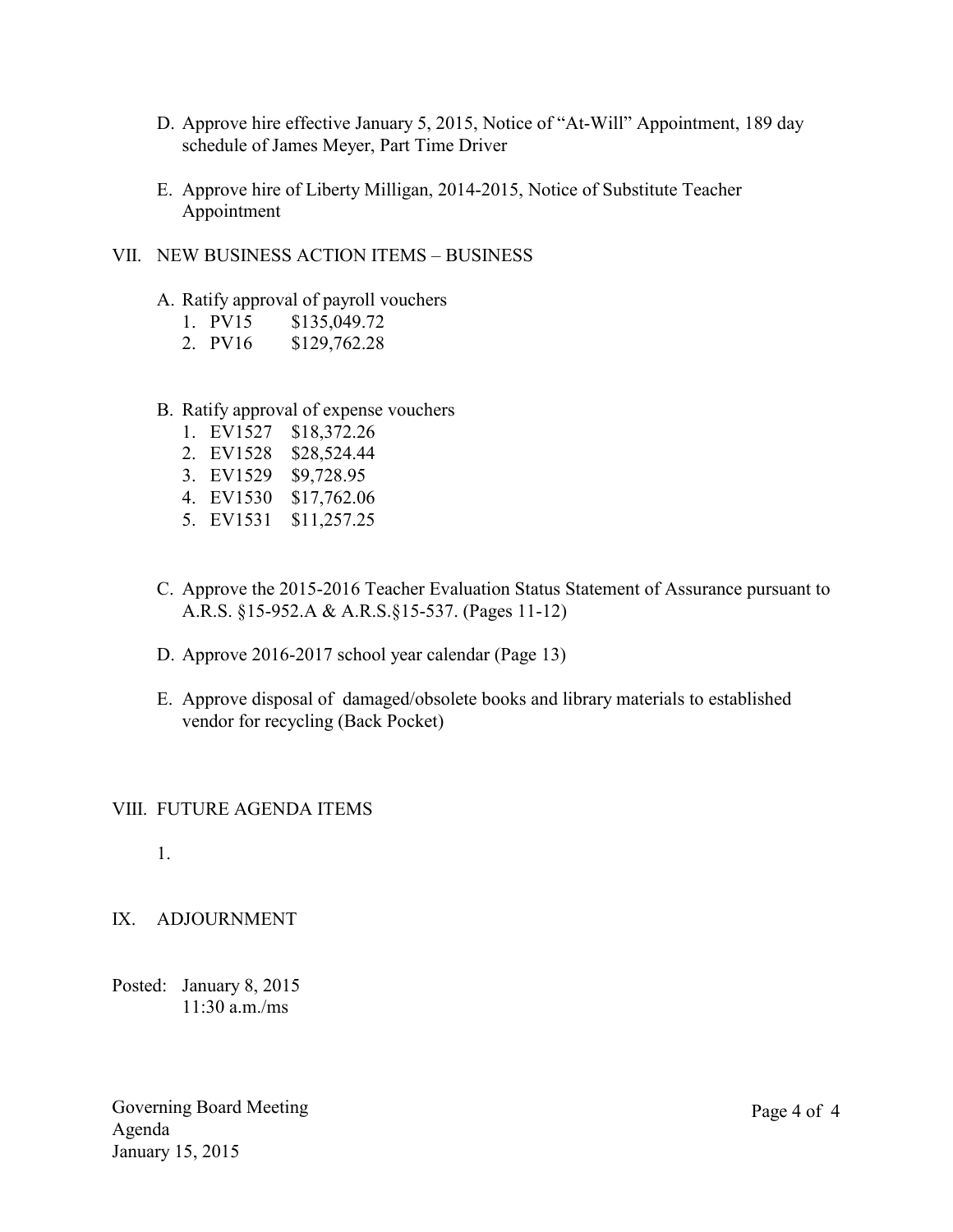D. Approve hire effective January 5, 2015, Notice of "At-Will" Appointment, 189 day schedule of James Meyer, Part Time Driver

E. Approve hire of Liberty Milligan, 2014-2015, Notice of Substitute Teacher Appointment

VII. NEW BUSINESS ACTION ITEMS – BUSINESS

A. Ratify approval of payroll vouchers
   1. PV15 $135,049.72
   2. PV16 $129,762.28

B. Ratify approval of expense vouchers
   1. EV1527 $18,372.26
   2. EV1528 $28,524.44
   3. EV1529 $9,728.95
   4. EV1530 $17,762.06
   5. EV1531 $11,257.25

C. Approve the 2015-2016 Teacher Evaluation Status Statement of Assurance pursuant to A.R.S. §15-952.A & A.R.S.§15-537. (Pages 11-12)

D. Approve 2016-2017 school year calendar (Page 13)

E. Approve disposal of damaged/obsolete books and library materials to established vendor for recycling (Back Pocket)

VIII. FUTURE AGENDA ITEMS

1.

IX. ADJOURNMENT

Posted: January 8, 2015
11:30 a.m./ms

Governing Board Meeting
Agenda
January 15, 2015